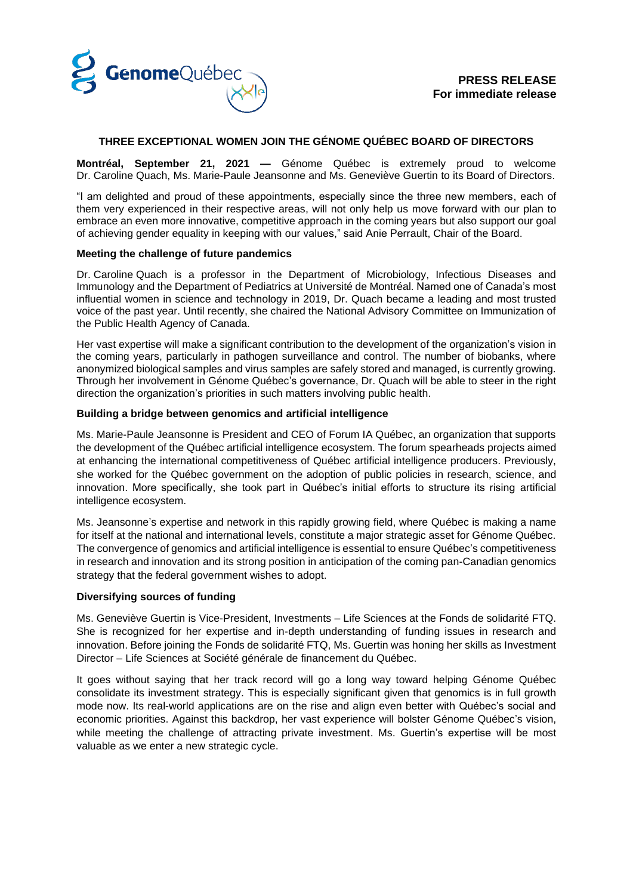**PRESS RELEASE**
**For immediate release**

# THREE EXCEPTIONAL WOMEN JOIN THE GÉNOME QUÉBEC BOARD OF DIRECTORS

**Montréal, September 21, 2021 —** Génome Québec is extremely proud to welcome Dr. Caroline Quach, Ms. Marie-Paule Jeansonne and Ms. Geneviève Guertin to its Board of Directors.

"I am delighted and proud of these appointments, especially since the three new members, each of them very experienced in their respective areas, will not only help us move forward with our plan to embrace an even more innovative, competitive approach in the coming years but also support our goal of achieving gender equality in keeping with our values," said Anie Perrault, Chair of the Board.

## Meeting the challenge of future pandemics

Dr. Caroline Quach is a professor in the Department of Microbiology, Infectious Diseases and Immunology and the Department of Pediatrics at Université de Montréal. Named one of Canada's most influential women in science and technology in 2019, Dr. Quach became a leading and most trusted voice of the past year. Until recently, she chaired the National Advisory Committee on Immunization of the Public Health Agency of Canada.

Her vast expertise will make a significant contribution to the development of the organization's vision in the coming years, particularly in pathogen surveillance and control. The number of biobanks, where anonymized biological samples and virus samples are safely stored and managed, is currently growing. Through her involvement in Génome Québec's governance, Dr. Quach will be able to steer in the right direction the organization's priorities in such matters involving public health.

## Building a bridge between genomics and artificial intelligence

Ms. Marie-Paule Jeansonne is President and CEO of Forum IA Québec, an organization that supports the development of the Québec artificial intelligence ecosystem. The forum spearheads projects aimed at enhancing the international competitiveness of Québec artificial intelligence producers. Previously, she worked for the Québec government on the adoption of public policies in research, science, and innovation. More specifically, she took part in Québec's initial efforts to structure its rising artificial intelligence ecosystem.

Ms. Jeansonne's expertise and network in this rapidly growing field, where Québec is making a name for itself at the national and international levels, constitute a major strategic asset for Génome Québec. The convergence of genomics and artificial intelligence is essential to ensure Québec's competitiveness in research and innovation and its strong position in anticipation of the coming pan-Canadian genomics strategy that the federal government wishes to adopt.

## Diversifying sources of funding

Ms. Geneviève Guertin is Vice-President, Investments – Life Sciences at the Fonds de solidarité FTQ. She is recognized for her expertise and in-depth understanding of funding issues in research and innovation. Before joining the Fonds de solidarité FTQ, Ms. Guertin was honing her skills as Investment Director – Life Sciences at Société générale de financement du Québec.

It goes without saying that her track record will go a long way toward helping Génome Québec consolidate its investment strategy. This is especially significant given that genomics is in full growth mode now. Its real-world applications are on the rise and align even better with Québec's social and economic priorities. Against this backdrop, her vast experience will bolster Génome Québec's vision, while meeting the challenge of attracting private investment. Ms. Guertin's expertise will be most valuable as we enter a new strategic cycle.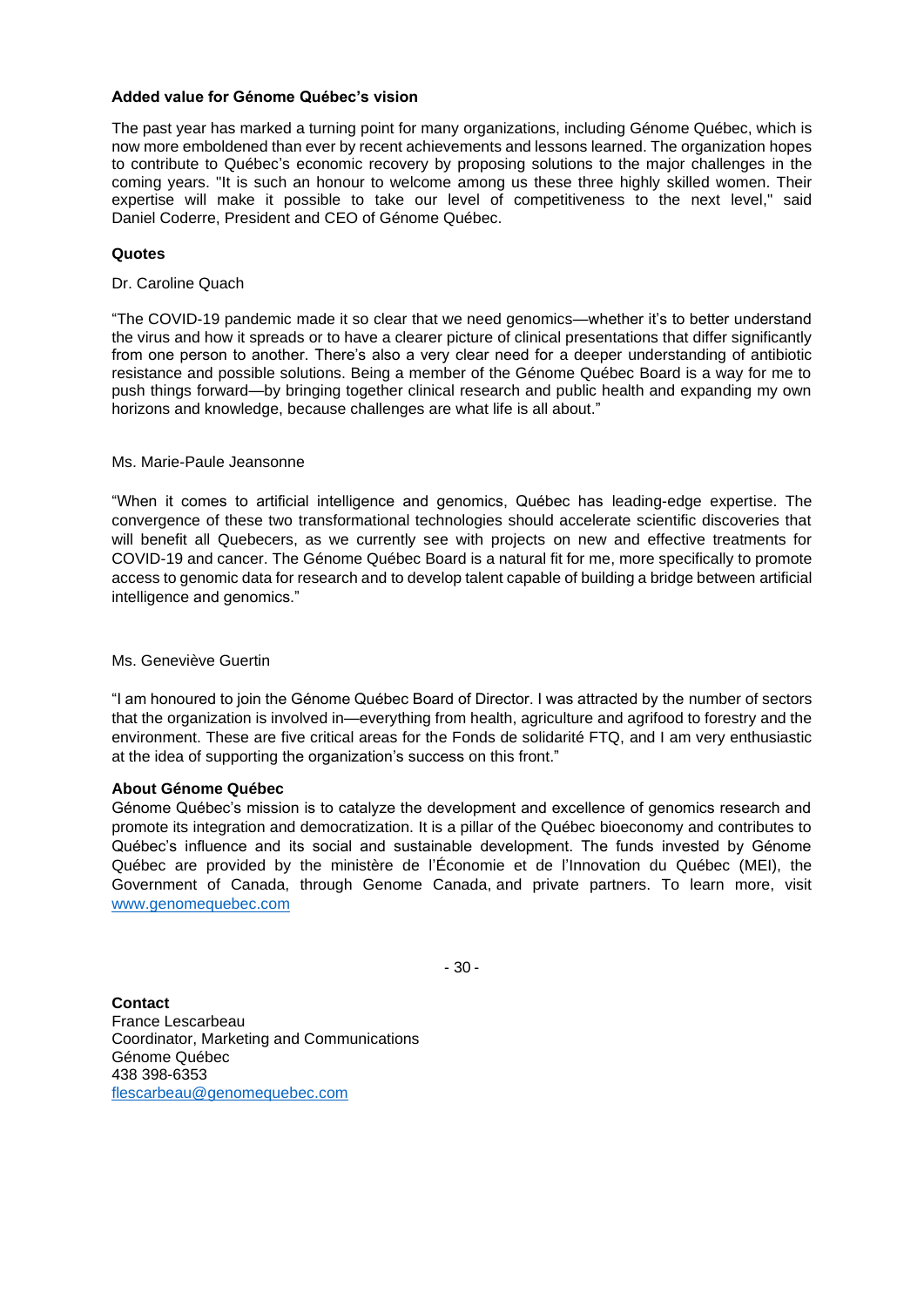**Added value for Génome Québec's vision**

The past year has marked a turning point for many organizations, including Génome Québec, which is now more emboldened than ever by recent achievements and lessons learned. The organization hopes to contribute to Québec's economic recovery by proposing solutions to the major challenges in the coming years. "It is such an honour to welcome among us these three highly skilled women. Their expertise will make it possible to take our level of competitiveness to the next level," said Daniel Coderre, President and CEO of Génome Québec.

**Quotes**

Dr. Caroline Quach

"The COVID-19 pandemic made it so clear that we need genomics—whether it's to better understand the virus and how it spreads or to have a clearer picture of clinical presentations that differ significantly from one person to another. There's also a very clear need for a deeper understanding of antibiotic resistance and possible solutions. Being a member of the Génome Québec Board is a way for me to push things forward—by bringing together clinical research and public health and expanding my own horizons and knowledge, because challenges are what life is all about."

Ms. Marie-Paule Jeansonne

"When it comes to artificial intelligence and genomics, Québec has leading-edge expertise. The convergence of these two transformational technologies should accelerate scientific discoveries that will benefit all Quebecers, as we currently see with projects on new and effective treatments for COVID-19 and cancer. The Génome Québec Board is a natural fit for me, more specifically to promote access to genomic data for research and to develop talent capable of building a bridge between artificial intelligence and genomics."

Ms. Geneviève Guertin

"I am honoured to join the Génome Québec Board of Director. I was attracted by the number of sectors that the organization is involved in—everything from health, agriculture and agrifood to forestry and the environment. These are five critical areas for the Fonds de solidarité FTQ, and I am very enthusiastic at the idea of supporting the organization's success on this front."

**About Génome Québec**

Génome Québec's mission is to catalyze the development and excellence of genomics research and promote its integration and democratization. It is a pillar of the Québec bioeconomy and contributes to Québec's influence and its social and sustainable development. The funds invested by Génome Québec are provided by the ministère de l'Économie et de l'Innovation du Québec (MEI), the Government of Canada, through Genome Canada, and private partners. To learn more, visit www.genomequebec.com

\- 30 -

**Contact**
France Lescarbeau
Coordinator, Marketing and Communications
Génome Québec
438 398-6353
flescarbeau@genomequebec.com